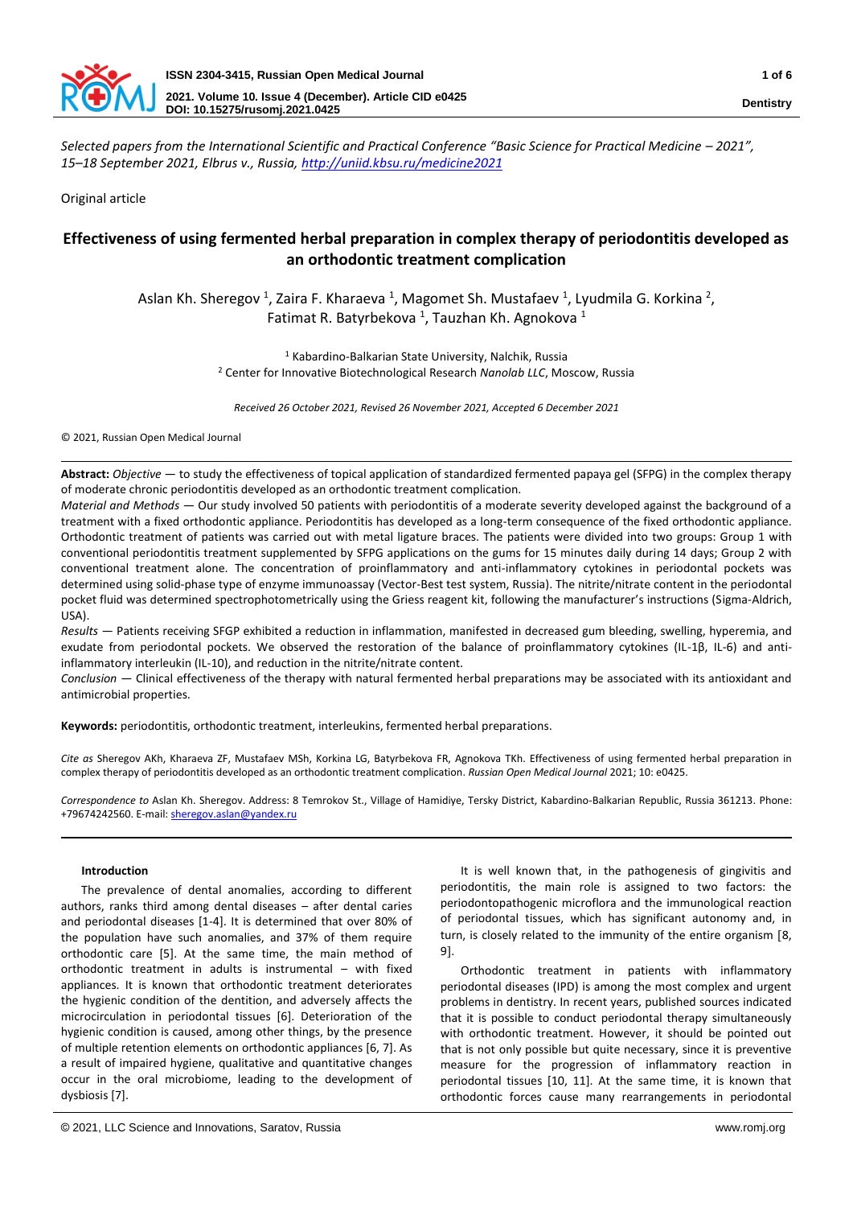*Selected papers from the International Scientific and Practical Conference "Basic Science for Practical Medicine – 2021", 15–18 September 2021, Elbrus v., Russia, http://uniid.kbsu.ru/medicine2021*

Original article

# Effectiveness of using fermented herbal preparation in complex therapy of periodontitis developed as an orthodontic treatment complication

Aslan Kh. Sheregov [1], Zaira F. Kharaeva [1], Magomet Sh. Mustafaev [1], Lyudmila G. Korkina [2], Fatimat R. Batyrbekova [1], Tauzhan Kh. Agnokova [1]

[1] Kabardino-Balkarian State University, Nalchik, Russia
[2] Center for Innovative Biotechnological Research *Nanolab LLC*, Moscow, Russia

*Received 26 October 2021, Revised 26 November 2021, Accepted 6 December 2021*

© 2021, Russian Open Medical Journal

**Abstract:** *Objective* — to study the effectiveness of topical application of standardized fermented papaya gel (SFPG) in the complex therapy of moderate chronic periodontitis developed as an orthodontic treatment complication.

*Material and Methods* — Our study involved 50 patients with periodontitis of a moderate severity developed against the background of a treatment with a fixed orthodontic appliance. Periodontitis has developed as a long-term consequence of the fixed orthodontic appliance. Orthodontic treatment of patients was carried out with metal ligature braces. The patients were divided into two groups: Group 1 with conventional periodontitis treatment supplemented by SFPG applications on the gums for 15 minutes daily during 14 days; Group 2 with conventional treatment alone. The concentration of proinflammatory and anti-inflammatory cytokines in periodontal pockets was determined using solid-phase type of enzyme immunoassay (Vector-Best test system, Russia). The nitrite/nitrate content in the periodontal pocket fluid was determined spectrophotometrically using the Griess reagent kit, following the manufacturer's instructions (Sigma-Aldrich, USA).

*Results* — Patients receiving SFGP exhibited a reduction in inflammation, manifested in decreased gum bleeding, swelling, hyperemia, and exudate from periodontal pockets. We observed the restoration of the balance of proinflammatory cytokines (IL-1β, IL-6) and anti-inflammatory interleukin (IL-10), and reduction in the nitrite/nitrate content.

*Conclusion* — Clinical effectiveness of the therapy with natural fermented herbal preparations may be associated with its antioxidant and antimicrobial properties.

**Keywords:** periodontitis, orthodontic treatment, interleukins, fermented herbal preparations.

*Cite as* Sheregov AKh, Kharaeva ZF, Mustafaev MSh, Korkina LG, Batyrbekova FR, Agnokova TKh. Effectiveness of using fermented herbal preparation in complex therapy of periodontitis developed as an orthodontic treatment complication. *Russian Open Medical Journal* 2021; 10: e0425.

*Correspondence to* Aslan Kh. Sheregov. Address: 8 Temrokov St., Village of Hamidiye, Tersky District, Kabardino-Balkarian Republic, Russia 361213. Phone: +79674242560. E-mail: sheregov.aslan@yandex.ru

## Introduction

The prevalence of dental anomalies, according to different authors, ranks third among dental diseases – after dental caries and periodontal diseases [1-4]. It is determined that over 80% of the population have such anomalies, and 37% of them require orthodontic care [5]. At the same time, the main method of orthodontic treatment in adults is instrumental – with fixed appliances. It is known that orthodontic treatment deteriorates the hygienic condition of the dentition, and adversely affects the microcirculation in periodontal tissues [6]. Deterioration of the hygienic condition is caused, among other things, by the presence of multiple retention elements on orthodontic appliances [6, 7]. As a result of impaired hygiene, qualitative and quantitative changes occur in the oral microbiome, leading to the development of dysbiosis [7].

It is well known that, in the pathogenesis of gingivitis and periodontitis, the main role is assigned to two factors: the periodontopathogenic microflora and the immunological reaction of periodontal tissues, which has significant autonomy and, in turn, is closely related to the immunity of the entire organism [8, 9].

Orthodontic treatment in patients with inflammatory periodontal diseases (IPD) is among the most complex and urgent problems in dentistry. In recent years, published sources indicated that it is possible to conduct periodontal therapy simultaneously with orthodontic treatment. However, it should be pointed out that is not only possible but quite necessary, since it is preventive measure for the progression of inflammatory reaction in periodontal tissues [10, 11]. At the same time, it is known that orthodontic forces cause many rearrangements in periodontal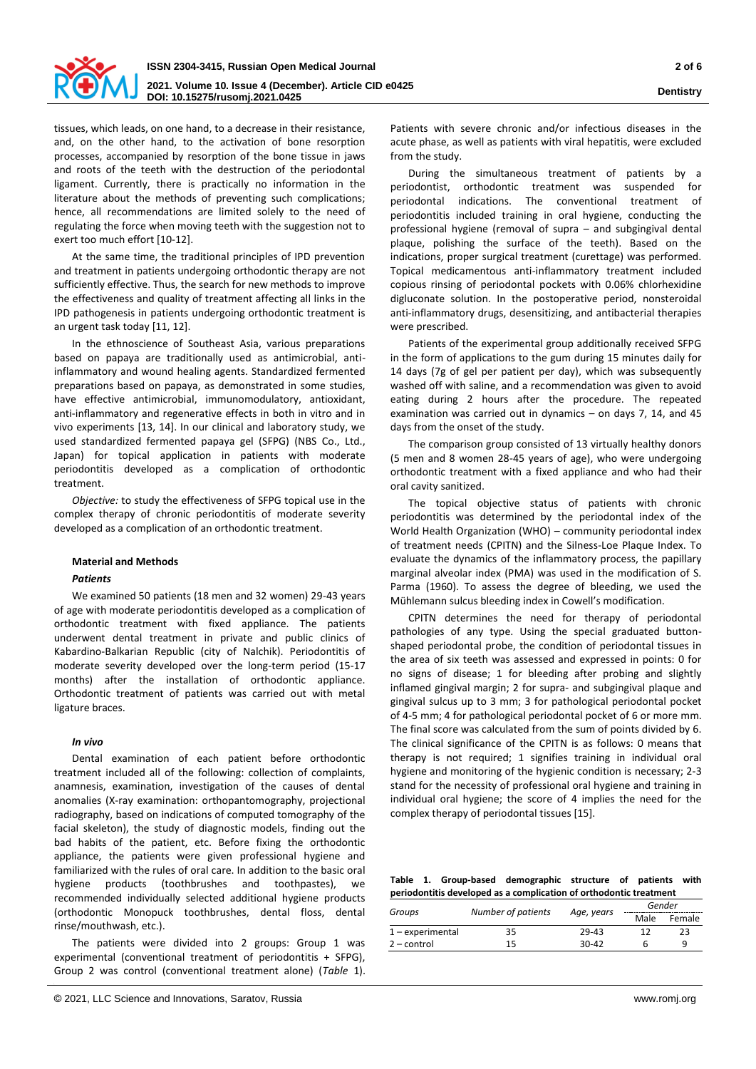tissues, which leads, on one hand, to a decrease in their resistance, and, on the other hand, to the activation of bone resorption processes, accompanied by resorption of the bone tissue in jaws and roots of the teeth with the destruction of the periodontal ligament. Currently, there is practically no information in the literature about the methods of preventing such complications; hence, all recommendations are limited solely to the need of regulating the force when moving teeth with the suggestion not to exert too much effort [10-12].

At the same time, the traditional principles of IPD prevention and treatment in patients undergoing orthodontic therapy are not sufficiently effective. Thus, the search for new methods to improve the effectiveness and quality of treatment affecting all links in the IPD pathogenesis in patients undergoing orthodontic treatment is an urgent task today [11, 12].

In the ethnoscience of Southeast Asia, various preparations based on papaya are traditionally used as antimicrobial, anti-inflammatory and wound healing agents. Standardized fermented preparations based on papaya, as demonstrated in some studies, have effective antimicrobial, immunomodulatory, antioxidant, anti-inflammatory and regenerative effects in both in vitro and in vivo experiments [13, 14]. In our clinical and laboratory study, we used standardized fermented papaya gel (SFPG) (NBS Co., Ltd., Japan) for topical application in patients with moderate periodontitis developed as a complication of orthodontic treatment.

*Objective:* to study the effectiveness of SFPG topical use in the complex therapy of chronic periodontitis of moderate severity developed as a complication of an orthodontic treatment.

## Material and Methods

### *Patients*

We examined 50 patients (18 men and 32 women) 29-43 years of age with moderate periodontitis developed as a complication of orthodontic treatment with fixed appliance. The patients underwent dental treatment in private and public clinics of Kabardino-Balkarian Republic (city of Nalchik). Periodontitis of moderate severity developed over the long-term period (15-17 months) after the installation of orthodontic appliance. Orthodontic treatment of patients was carried out with metal ligature braces.

### *In vivo*

Dental examination of each patient before orthodontic treatment included all of the following: collection of complaints, anamnesis, examination, investigation of the causes of dental anomalies (X-ray examination: orthopantomography, projectional radiography, based on indications of computed tomography of the facial skeleton), the study of diagnostic models, finding out the bad habits of the patient, etc. Before fixing the orthodontic appliance, the patients were given professional hygiene and familiarized with the rules of oral care. In addition to the basic oral hygiene products (toothbrushes and toothpastes), we recommended individually selected additional hygiene products (orthodontic Monopuck toothbrushes, dental floss, dental rinse/mouthwash, etc.).

The patients were divided into 2 groups: Group 1 was experimental (conventional treatment of periodontitis + SFPG), Group 2 was control (conventional treatment alone) (*Table* 1). Patients with severe chronic and/or infectious diseases in the acute phase, as well as patients with viral hepatitis, were excluded from the study.

During the simultaneous treatment of patients by a periodontist, orthodontic treatment was suspended for periodontal indications. The conventional treatment of periodontitis included training in oral hygiene, conducting the professional hygiene (removal of supra – and subgingival dental plaque, polishing the surface of the teeth). Based on the indications, proper surgical treatment (curettage) was performed. Topical medicamentous anti-inflammatory treatment included copious rinsing of periodontal pockets with 0.06% chlorhexidine digluconate solution. In the postoperative period, nonsteroidal anti-inflammatory drugs, desensitizing, and antibacterial therapies were prescribed.

Patients of the experimental group additionally received SFPG in the form of applications to the gum during 15 minutes daily for 14 days (7g of gel per patient per day), which was subsequently washed off with saline, and a recommendation was given to avoid eating during 2 hours after the procedure. The repeated examination was carried out in dynamics – on days 7, 14, and 45 days from the onset of the study.

The comparison group consisted of 13 virtually healthy donors (5 men and 8 women 28-45 years of age), who were undergoing orthodontic treatment with a fixed appliance and who had their oral cavity sanitized.

The topical objective status of patients with chronic periodontitis was determined by the periodontal index of the World Health Organization (WHO) – community periodontal index of treatment needs (CPITN) and the Silness-Loe Plaque Index. To evaluate the dynamics of the inflammatory process, the papillary marginal alveolar index (PMA) was used in the modification of S. Parma (1960). To assess the degree of bleeding, we used the Mühlemann sulcus bleeding index in Cowell's modification.

CPITN determines the need for therapy of periodontal pathologies of any type. Using the special graduated button-shaped periodontal probe, the condition of periodontal tissues in the area of six teeth was assessed and expressed in points: 0 for no signs of disease; 1 for bleeding after probing and slightly inflamed gingival margin; 2 for supra- and subgingival plaque and gingival sulcus up to 3 mm; 3 for pathological periodontal pocket of 4-5 mm; 4 for pathological periodontal pocket of 6 or more mm. The final score was calculated from the sum of points divided by 6. The clinical significance of the CPITN is as follows: 0 means that therapy is not required; 1 signifies training in individual oral hygiene and monitoring of the hygienic condition is necessary; 2-3 stand for the necessity of professional oral hygiene and training in individual oral hygiene; the score of 4 implies the need for the complex therapy of periodontal tissues [15].

**Table 1. Group-based demographic structure of patients with periodontitis developed as a complication of orthodontic treatment**

| *Groups* | *Number of patients* | *Age, years* | *Gender* | |
|---|---|---|---|---|
| | | | Male | Female |
| 1 – experimental | 35 | 29-43 | 12 | 23 |
| 2 – control | 15 | 30-42 | 6 | 9 |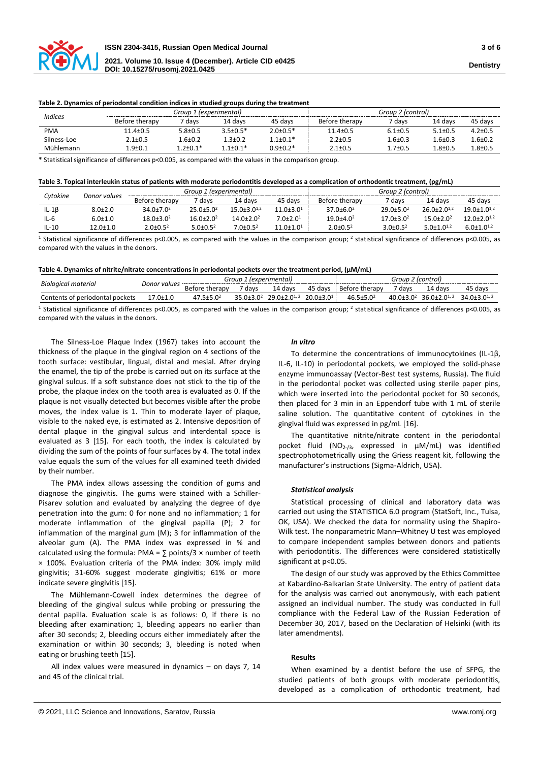**Table 2. Dynamics of periodontal condition indices in studied groups during the treatment**

| Indices | Group 1 (experimental) | | | | Group 2 (control) | | | |
|---|---|---|---|---|---|---|---|---|
| | Before therapy | 7 days | 14 days | 45 days | Before therapy | 7 days | 14 days | 45 days |
| PMA | 11.4±0.5 | 5.8±0.5 | 3.5±0.5* | 2.0±0.5* | 11.4±0.5 | 6.1±0.5 | 5.1±0.5 | 4.2±0.5 |
| Silness-Loe | 2.1±0.5 | 1.6±0.2 | 1.3±0.2 | 1.1±0.1* | 2.2±0.5 | 1.6±0.3 | 1.6±0.3 | 1.6±0.2 |
| Mühlemann | 1.9±0.1 | 1.2±0.1* | 1.1±0.1* | 0.9±0.2* | 2.1±0.5 | 1.7±0.5 | 1.8±0.5 | 1.8±0.5 |

* Statistical significance of differences p<0.005, as compared with the values in the comparison group.

**Table 3. Topical interleukin status of patients with moderate periodontitis developed as a complication of orthodontic treatment, (pg/mL)**

| Cytokine | Donor values | Group 1 (experimental) | | | | Group 2 (control) | | | |
|---|---|---|---|---|---|---|---|---|---|
| | | Before therapy | 7 days | 14 days | 45 days | Before therapy | 7 days | 14 days | 45 days |
| IL-1β | 8.0±2.0 | 34.0±7.0[2] | 25.0±5.0[2] | 15.0±3.0[1,2] | 11.0±3.0[1] | 37.0±6.0[2] | 29.0±5.0[2] | 26.0±2.0[1,2] | 19.0±1.0[1,2] |
| IL-6 | 6.0±1.0 | 18.0±3.0[2] | 16.0±2.0[2] | 14.0±2.0[2] | 7.0±2.0[1] | 19.0±4.0[2] | 17.0±3.0[2] | 15.0±2.0[2] | 12.0±2.0[1,2] |
| IL-10 | 12.0±1.0 | 2.0±0.5[2] | 5.0±0.5[2] | 7.0±0.5[2] | 11.0±1.0[1] | 2.0±0.5[2] | 3.0±0.5[2] | 5.0±1.0[1,2] | 6.0±1.0[1,2] |

[1] Statistical significance of differences p<0.005, as compared with the values in the comparison group; [2] statistical significance of differences p<0.005, as compared with the values in the donors.

**Table 4. Dynamics of nitrite/nitrate concentrations in periodontal pockets over the treatment period, (μM/mL)**

| Biological material | Donor values | Group 1 (experimental) | | | | Group 2 (control) | | | |
|---|---|---|---|---|---|---|---|---|---|
| | | Before therapy | 7 days | 14 days | 45 days | Before therapy | 7 days | 14 days | 45 days |
| Contents of periodontal pockets | 17.0±1.0 | 47.5±5.0[2] | 35.0±3.0[2] | 29.0±2.0[1,2] | 20.0±3.0[1] | 46.5±5.0[2] | 40.0±3.0[2] | 36.0±2.0[1,2] | 34.0±3.0[1,2] |

[1] Statistical significance of differences p<0.005, as compared with the values in the comparison group; [2] statistical significance of differences p<0.005, as compared with the values in the donors.

The Silness-Loe Plaque Index (1967) takes into account the thickness of the plaque in the gingival region on 4 sections of the tooth surface: vestibular, lingual, distal and mesial. After drying the enamel, the tip of the probe is carried out on its surface at the gingival sulcus. If a soft substance does not stick to the tip of the probe, the plaque index on the tooth area is evaluated as 0. If the plaque is not visually detected but becomes visible after the probe moves, the index value is 1. Thin to moderate layer of plaque, visible to the naked eye, is estimated as 2. Intensive deposition of dental plaque in the gingival sulcus and interdental space is evaluated as 3 [15]. For each tooth, the index is calculated by dividing the sum of the points of four surfaces by 4. The total index value equals the sum of the values for all examined teeth divided by their number.

The PMA index allows assessing the condition of gums and diagnose the gingivitis. The gums were stained with a Schiller-Pisarev solution and evaluated by analyzing the degree of dye penetration into the gum: 0 for none and no inflammation; 1 for moderate inflammation of the gingival papilla (P); 2 for inflammation of the marginal gum (M); 3 for inflammation of the alveolar gum (A). The PMA index was expressed in % and calculated using the formula: PMA = ∑ points/3 × number of teeth × 100%. Evaluation criteria of the PMA index: 30% imply mild gingivitis; 31-60% suggest moderate gingivitis; 61% or more indicate severe gingivitis [15].

The Mühlemann-Cowell index determines the degree of bleeding of the gingival sulcus while probing or pressuring the dental papilla. Evaluation scale is as follows: 0, if there is no bleeding after examination; 1, bleeding appears no earlier than after 30 seconds; 2, bleeding occurs either immediately after the examination or within 30 seconds; 3, bleeding is noted when eating or brushing teeth [15].

All index values were measured in dynamics – on days 7, 14 and 45 of the clinical trial.

### *In vitro*

To determine the concentrations of immunocytokines (IL-1β, IL-6, IL-10) in periodontal pockets, we employed the solid-phase enzyme immunoassay (Vector-Best test systems, Russia). The fluid in the periodontal pocket was collected using sterile paper pins, which were inserted into the periodontal pocket for 30 seconds, then placed for 3 min in an Eppendorf tube with 1 mL of sterile saline solution. The quantitative content of cytokines in the gingival fluid was expressed in pg/mL [16].

The quantitative nitrite/nitrate content in the periodontal pocket fluid ($NO_{2-/3}$, expressed in μM/mL) was identified spectrophotometrically using the Griess reagent kit, following the manufacturer's instructions (Sigma-Aldrich, USA).

### *Statistical analysis*

Statistical processing of clinical and laboratory data was carried out using the STATISTICA 6.0 program (StatSoft, Inc., Tulsa, OK, USA). We checked the data for normality using the Shapiro-Wilk test. The nonparametric Mann–Whitney U test was employed to compare independent samples between donors and patients with periodontitis. The differences were considered statistically significant at $p<0.05$.

The design of our study was approved by the Ethics Committee at Kabardino-Balkarian State University. The entry of patient data for the analysis was carried out anonymously, with each patient assigned an individual number. The study was conducted in full compliance with the Federal Law of the Russian Federation of December 30, 2017, based on the Declaration of Helsinki (with its later amendments).

## Results

When examined by a dentist before the use of SFPG, the studied patients of both groups with moderate periodontitis, developed as a complication of orthodontic treatment, had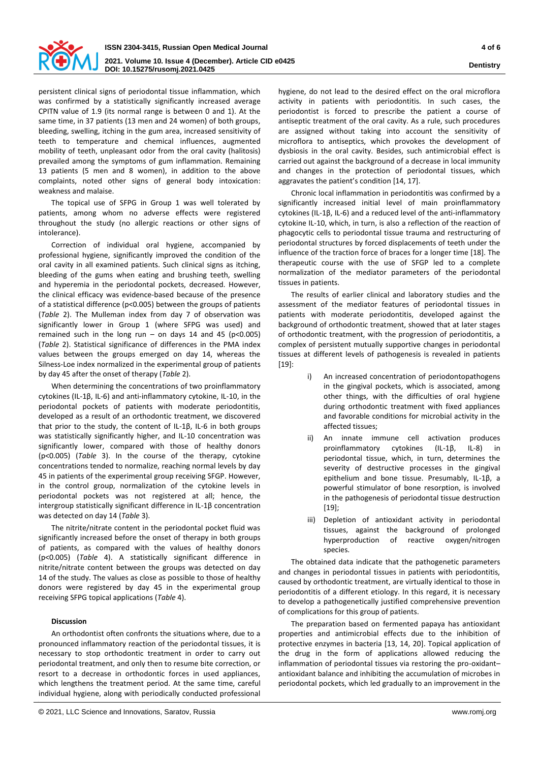persistent clinical signs of periodontal tissue inflammation, which was confirmed by a statistically significantly increased average CPITN value of 1.9 (its normal range is between 0 and 1). At the same time, in 37 patients (13 men and 24 women) of both groups, bleeding, swelling, itching in the gum area, increased sensitivity of teeth to temperature and chemical influences, augmented mobility of teeth, unpleasant odor from the oral cavity (halitosis) prevailed among the symptoms of gum inflammation. Remaining 13 patients (5 men and 8 women), in addition to the above complaints, noted other signs of general body intoxication: weakness and malaise.

The topical use of SFPG in Group 1 was well tolerated by patients, among whom no adverse effects were registered throughout the study (no allergic reactions or other signs of intolerance).

Correction of individual oral hygiene, accompanied by professional hygiene, significantly improved the condition of the oral cavity in all examined patients. Such clinical signs as itching, bleeding of the gums when eating and brushing teeth, swelling and hyperemia in the periodontal pockets, decreased. However, the clinical efficacy was evidence-based because of the presence of a statistical difference ($p<0.005$) between the groups of patients (*Table* 2). The Mulleman index from day 7 of observation was significantly lower in Group 1 (where SFPG was used) and remained such in the long run – on days 14 and 45 ($p<0.005$) (*Table* 2). Statistical significance of differences in the PMA index values between the groups emerged on day 14, whereas the Silness-Loe index normalized in the experimental group of patients by day 45 after the onset of therapy (*Table* 2).

When determining the concentrations of two proinflammatory cytokines (IL-1β, IL-6) and anti-inflammatory cytokine, IL-10, in the periodontal pockets of patients with moderate periodontitis, developed as a result of an orthodontic treatment, we discovered that prior to the study, the content of IL-1β, IL-6 in both groups was statistically significantly higher, and IL-10 concentration was significantly lower, compared with those of healthy donors ($p<0.005$) (*Table* 3). In the course of the therapy, cytokine concentrations tended to normalize, reaching normal levels by day 45 in patients of the experimental group receiving SFGP. However, in the control group, normalization of the cytokine levels in periodontal pockets was not registered at all; hence, the intergroup statistically significant difference in IL-1β concentration was detected on day 14 (*Table* 3).

The nitrite/nitrate content in the periodontal pocket fluid was significantly increased before the onset of therapy in both groups of patients, as compared with the values of healthy donors ($p<0.005$) (*Table* 4). A statistically significant difference in nitrite/nitrate content between the groups was detected on day 14 of the study. The values as close as possible to those of healthy donors were registered by day 45 in the experimental group receiving SFPG topical applications (*Table* 4).

#### Discussion

An orthodontist often confronts the situations where, due to a pronounced inflammatory reaction of the periodontal tissues, it is necessary to stop orthodontic treatment in order to carry out periodontal treatment, and only then to resume bite correction, or resort to a decrease in orthodontic forces in used appliances, which lengthens the treatment period. At the same time, careful individual hygiene, along with periodically conducted professional hygiene, do not lead to the desired effect on the oral microflora activity in patients with periodontitis. In such cases, the periodontist is forced to prescribe the patient a course of antiseptic treatment of the oral cavity. As a rule, such procedures are assigned without taking into account the sensitivity of microflora to antiseptics, which provokes the development of dysbiosis in the oral cavity. Besides, such antimicrobial effect is carried out against the background of a decrease in local immunity and changes in the protection of periodontal tissues, which aggravates the patient's condition [14, 17].

Chronic local inflammation in periodontitis was confirmed by a significantly increased initial level of main proinflammatory cytokines (IL-1β, IL-6) and a reduced level of the anti-inflammatory cytokine IL-10, which, in turn, is also a reflection of the reaction of phagocytic cells to periodontal tissue trauma and restructuring of periodontal structures by forced displacements of teeth under the influence of the traction force of braces for a longer time [18]. The therapeutic course with the use of SFGP led to a complete normalization of the mediator parameters of the periodontal tissues in patients.

The results of earlier clinical and laboratory studies and the assessment of the mediator features of periodontal tissues in patients with moderate periodontitis, developed against the background of orthodontic treatment, showed that at later stages of orthodontic treatment, with the progression of periodontitis, a complex of persistent mutually supportive changes in periodontal tissues at different levels of pathogenesis is revealed in patients [19]:

i) An increased concentration of periodontopathogens in the gingival pockets, which is associated, among other things, with the difficulties of oral hygiene during orthodontic treatment with fixed appliances and favorable conditions for microbial activity in the affected tissues;
ii) An innate immune cell activation produces proinflammatory cytokines (IL-1β, IL-8) in periodontal tissue, which, in turn, determines the severity of destructive processes in the gingival epithelium and bone tissue. Presumably, IL-1β, a powerful stimulator of bone resorption, is involved in the pathogenesis of periodontal tissue destruction [19];
iii) Depletion of antioxidant activity in periodontal tissues, against the background of prolonged hyperproduction of reactive oxygen/nitrogen species.

The obtained data indicate that the pathogenetic parameters and changes in periodontal tissues in patients with periodontitis, caused by orthodontic treatment, are virtually identical to those in periodontitis of a different etiology. In this regard, it is necessary to develop a pathogenetically justified comprehensive prevention of complications for this group of patients.

The preparation based on fermented papaya has antioxidant properties and antimicrobial effects due to the inhibition of protective enzymes in bacteria [13, 14, 20]. Topical application of the drug in the form of applications allowed reducing the inflammation of periodontal tissues via restoring the pro-oxidant–antioxidant balance and inhibiting the accumulation of microbes in periodontal pockets, which led gradually to an improvement in the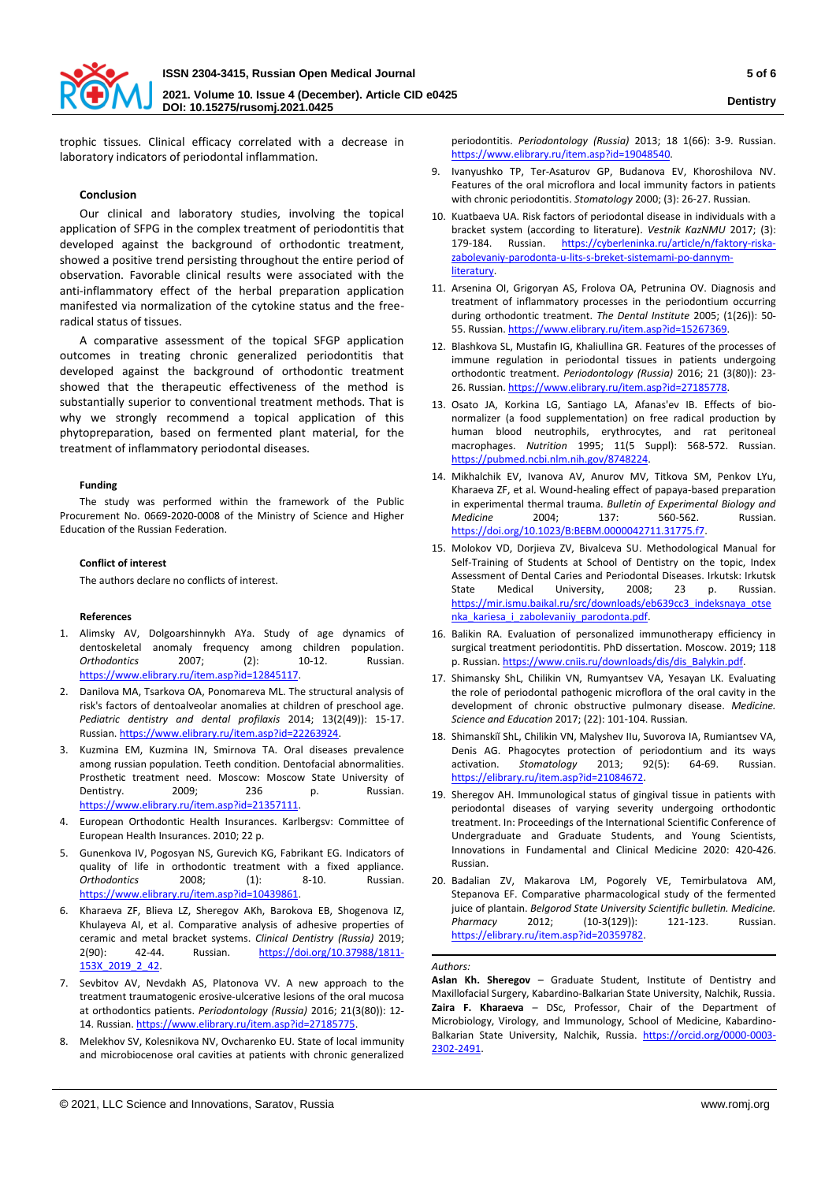trophic tissues. Clinical efficacy correlated with a decrease in laboratory indicators of periodontal inflammation.

## Conclusion

Our clinical and laboratory studies, involving the topical application of SFPG in the complex treatment of periodontitis that developed against the background of orthodontic treatment, showed a positive trend persisting throughout the entire period of observation. Favorable clinical results were associated with the anti-inflammatory effect of the herbal preparation application manifested via normalization of the cytokine status and the free-radical status of tissues.

A comparative assessment of the topical SFGP application outcomes in treating chronic generalized periodontitis that developed against the background of orthodontic treatment showed that the therapeutic effectiveness of the method is substantially superior to conventional treatment methods. That is why we strongly recommend a topical application of this phytopreparation, based on fermented plant material, for the treatment of inflammatory periodontal diseases.

### Funding

The study was performed within the framework of the Public Procurement No. 0669-2020-0008 of the Ministry of Science and Higher Education of the Russian Federation.

### Conflict of interest

The authors declare no conflicts of interest.

### References

1. Alimsky AV, Dolgoarshinnykh AYa. Study of age dynamics of dentoskeletal anomaly frequency among children population. *Orthodontics* 2007; (2): 10-12. Russian. https://www.elibrary.ru/item.asp?id=12845117.
2. Danilova MA, Tsarkova OA, Ponomareva ML. The structural analysis of risk's factors of dentoalveolar anomalies at children of preschool age. *Pediatric dentistry and dental profilaxis* 2014; 13(2(49)): 15-17. Russian. https://www.elibrary.ru/item.asp?id=22263924.
3. Kuzmina EM, Kuzmina IN, Smirnova TA. Oral diseases prevalence among russian population. Teeth condition. Dentofacial abnormalities. Prosthetic treatment need. Moscow: Moscow State University of Dentistry. 2009; 236 p. Russian. https://www.elibrary.ru/item.asp?id=21357111.
4. European Orthodontic Health Insurances. Karlbergsv: Committee of European Health Insurances. 2010; 22 p.
5. Gunenkova IV, Pogosyan NS, Gurevich KG, Fabrikant EG. Indicators of quality of life in orthodontic treatment with a fixed appliance. *Orthodontics* 2008; (1): 8-10. Russian. https://www.elibrary.ru/item.asp?id=10439861.
6. Kharaeva ZF, Blieva LZ, Sheregov AKh, Barokova EB, Shogenova IZ, Khulayeva AI, et al. Comparative analysis of adhesive properties of ceramic and metal bracket systems. *Clinical Dentistry (Russia)* 2019; 2(90): 42-44. Russian. https://doi.org/10.37988/1811-153X_2019_2_42.
7. Sevbitov AV, Nevdakh AS, Platonova VV. A new approach to the treatment traumatogenic erosive-ulcerative lesions of the oral mucosa at orthodontics patients. *Periodontology (Russia)* 2016; 21(3(80)): 12-14. Russian. https://www.elibrary.ru/item.asp?id=27185775.
8. Melekhov SV, Kolesnikova NV, Ovcharenko EU. State of local immunity and microbiocenose oral cavities at patients with chronic generalized periodontitis. *Periodontology (Russia)* 2013; 18 1(66): 3-9. Russian. https://www.elibrary.ru/item.asp?id=19048540.
9. Ivanyushko TP, Ter-Asaturov GP, Budanova EV, Khoroshilova NV. Features of the oral microflora and local immunity factors in patients with chronic periodontitis. *Stomatology* 2000; (3): 26-27. Russian.
10. Kuatbaeva UA. Risk factors of periodontal disease in individuals with a bracket system (according to literature). *Vestnik KazNMU* 2017; (3): 179-184. Russian. https://cyberleninka.ru/article/n/faktory-riska-zabolevaniy-parodonta-u-lits-s-breket-sistemami-po-dannym-literatury.
11. Arsenina OI, Grigoryan AS, Frolova OA, Petrunina OV. Diagnosis and treatment of inflammatory processes in the periodontium occurring during orthodontic treatment. *The Dental Institute* 2005; (1(26)): 50-55. Russian. https://www.elibrary.ru/item.asp?id=15267369.
12. Blashkova SL, Mustafin IG, Khaliullina GR. Features of the processes of immune regulation in periodontal tissues in patients undergoing orthodontic treatment. *Periodontology (Russia)* 2016; 21 (3(80)): 23-26. Russian. https://www.elibrary.ru/item.asp?id=27185778.
13. Osato JA, Korkina LG, Santiago LA, Afanas'ev IB. Effects of bio-normalizer (a food supplementation) on free radical production by human blood neutrophils, erythrocytes, and rat peritoneal macrophages. *Nutrition* 1995; 11(5 Suppl): 568-572. Russian. https://pubmed.ncbi.nlm.nih.gov/8748224.
14. Mikhalchik EV, Ivanova AV, Anurov MV, Titkova SM, Penkov LYu, Kharaeva ZF, et al. Wound-healing effect of papaya-based preparation in experimental thermal trauma. *Bulletin of Experimental Biology and Medicine* 2004; 137: 560-562. Russian. https://doi.org/10.1023/B:BEBM.0000042711.31775.f7.
15. Molokov VD, Dorjieva ZV, Bivalceva SU. Methodological Manual for Self-Training of Students at School of Dentistry on the topic, Index Assessment of Dental Caries and Periodontal Diseases. Irkutsk: Irkutsk State Medical University, 2008; 23 p. Russian. https://mir.ismu.baikal.ru/src/downloads/eb639cc3_indeksnaya_otsenka_kariesa_i_zabolevaniiy_parodonta.pdf.
16. Balikin RA. Evaluation of personalized immunotherapy efficiency in surgical treatment periodontitis. PhD dissertation. Moscow. 2019; 118 p. Russian. https://www.cniis.ru/downloads/dis/dis_Balykin.pdf.
17. Shimansky ShL, Chilikin VN, Rumyantsev VA, Yesayan LK. Evaluating the role of periodontal pathogenic microflora of the oral cavity in the development of chronic obstructive pulmonary disease. *Medicine. Science and Education* 2017; (22): 101-104. Russian.
18. Shimanskiї ShL, Chilikin VN, Malyshev IIu, Suvorova IA, Rumiantsev VA, Denis AG. Phagocytes protection of periodontium and its ways activation. *Stomatology* 2013; 92(5): 64-69. Russian. https://elibrary.ru/item.asp?id=21084672.
19. Sheregov AH. Immunological status of gingival tissue in patients with periodontal diseases of varying severity undergoing orthodontic treatment. In: Proceedings of the International Scientific Conference of Undergraduate and Graduate Students, and Young Scientists, Innovations in Fundamental and Clinical Medicine 2020: 420-426. Russian.
20. Badalian ZV, Makarova LM, Pogorely VE, Temirbulatova AM, Stepanova EF. Comparative pharmacological study of the fermented juice of plantain. *Belgorod State University Scientific bulletin. Medicine. Pharmacy* 2012; (10-3(129)): 121-123. Russian. https://elibrary.ru/item.asp?id=20359782.

*Authors:*

**Aslan Kh. Sheregov** – Graduate Student, Institute of Dentistry and Maxillofacial Surgery, Kabardino-Balkarian State University, Nalchik, Russia.

**Zaira F. Kharaeva** – DSc, Professor, Chair of the Department of Microbiology, Virology, and Immunology, School of Medicine, Kabardino-Balkarian State University, Nalchik, Russia. https://orcid.org/0000-0003-2302-2491.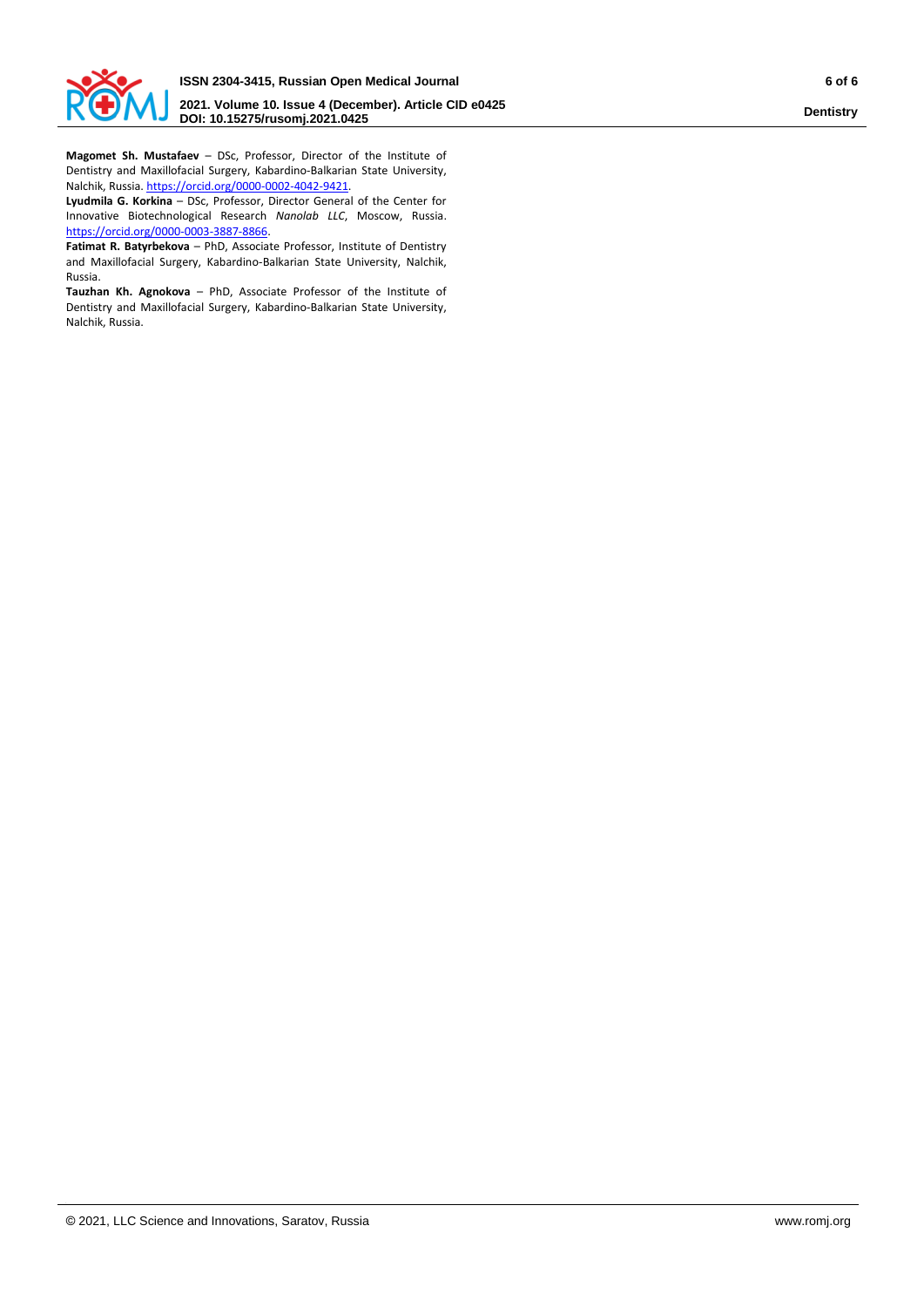**Magomet Sh. Mustafaev** – DSc, Professor, Director of the Institute of Dentistry and Maxillofacial Surgery, Kabardino-Balkarian State University, Nalchik, Russia. https://orcid.org/0000-0002-4042-9421.

**Lyudmila G. Korkina** – DSc, Professor, Director General of the Center for Innovative Biotechnological Research *Nanolab LLC*, Moscow, Russia. https://orcid.org/0000-0003-3887-8866.

**Fatimat R. Batyrbekova** – PhD, Associate Professor, Institute of Dentistry and Maxillofacial Surgery, Kabardino-Balkarian State University, Nalchik, Russia.

**Tauzhan Kh. Agnokova** – PhD, Associate Professor of the Institute of Dentistry and Maxillofacial Surgery, Kabardino-Balkarian State University, Nalchik, Russia.